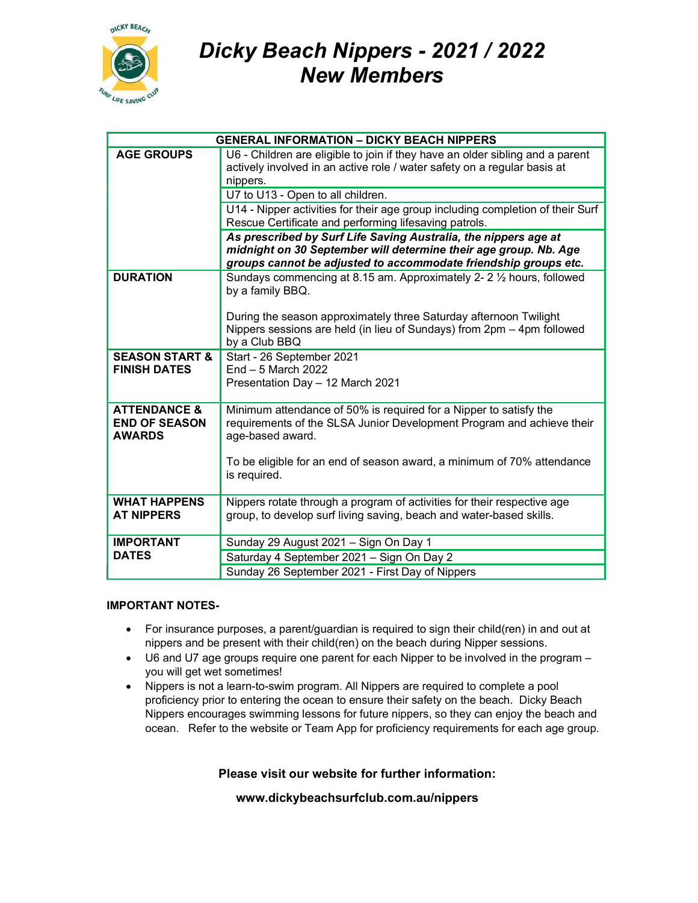# Dicky Beach Nippers - 2021 / 2022
# New Members

| GENERAL INFORMATION – DICKY BEACH NIPPERS | |
|---|---|
| **AGE GROUPS** | U6 - Children are eligible to join if they have an older sibling and a parent actively involved in an active role / water safety on a regular basis at nippers. |
| | U7 to U13 - Open to all children. |
| | U14 - Nipper activities for their age group including completion of their Surf Rescue Certificate and performing lifesaving patrols. |
| | ***As prescribed by Surf Life Saving Australia, the nippers age at midnight on 30 September will determine their age group. Nb. Age groups cannot be adjusted to accommodate friendship groups etc.*** |
| **DURATION** | Sundays commencing at 8.15 am. Approximately 2- 2 ½ hours, followed by a family BBQ.<br><br>During the season approximately three Saturday afternoon Twilight Nippers sessions are held (in lieu of Sundays) from 2pm – 4pm followed by a Club BBQ |
| **SEASON START & FINISH DATES** | Start - 26 September 2021<br>End – 5 March 2022<br>Presentation Day – 12 March 2021 |
| **ATTENDANCE & END OF SEASON AWARDS** | Minimum attendance of 50% is required for a Nipper to satisfy the requirements of the SLSA Junior Development Program and achieve their age-based award.<br><br>To be eligible for an end of season award, a minimum of 70% attendance is required. |
| **WHAT HAPPENS AT NIPPERS** | Nippers rotate through a program of activities for their respective age group, to develop surf living saving, beach and water-based skills. |
| **IMPORTANT DATES** | Sunday 29 August 2021 – Sign On Day 1 |
| | Saturday 4 September 2021 – Sign On Day 2 |
| | Sunday 26 September 2021 - First Day of Nippers |

**IMPORTANT NOTES-**

- For insurance purposes, a parent/guardian is required to sign their child(ren) in and out at nippers and be present with their child(ren) on the beach during Nipper sessions.
- U6 and U7 age groups require one parent for each Nipper to be involved in the program – you will get wet sometimes!
- Nippers is not a learn-to-swim program. All Nippers are required to complete a pool proficiency prior to entering the ocean to ensure their safety on the beach. Dicky Beach Nippers encourages swimming lessons for future nippers, so they can enjoy the beach and ocean. Refer to the website or Team App for proficiency requirements for each age group.

**Please visit our website for further information:**

**www.dickybeachsurfclub.com.au/nippers**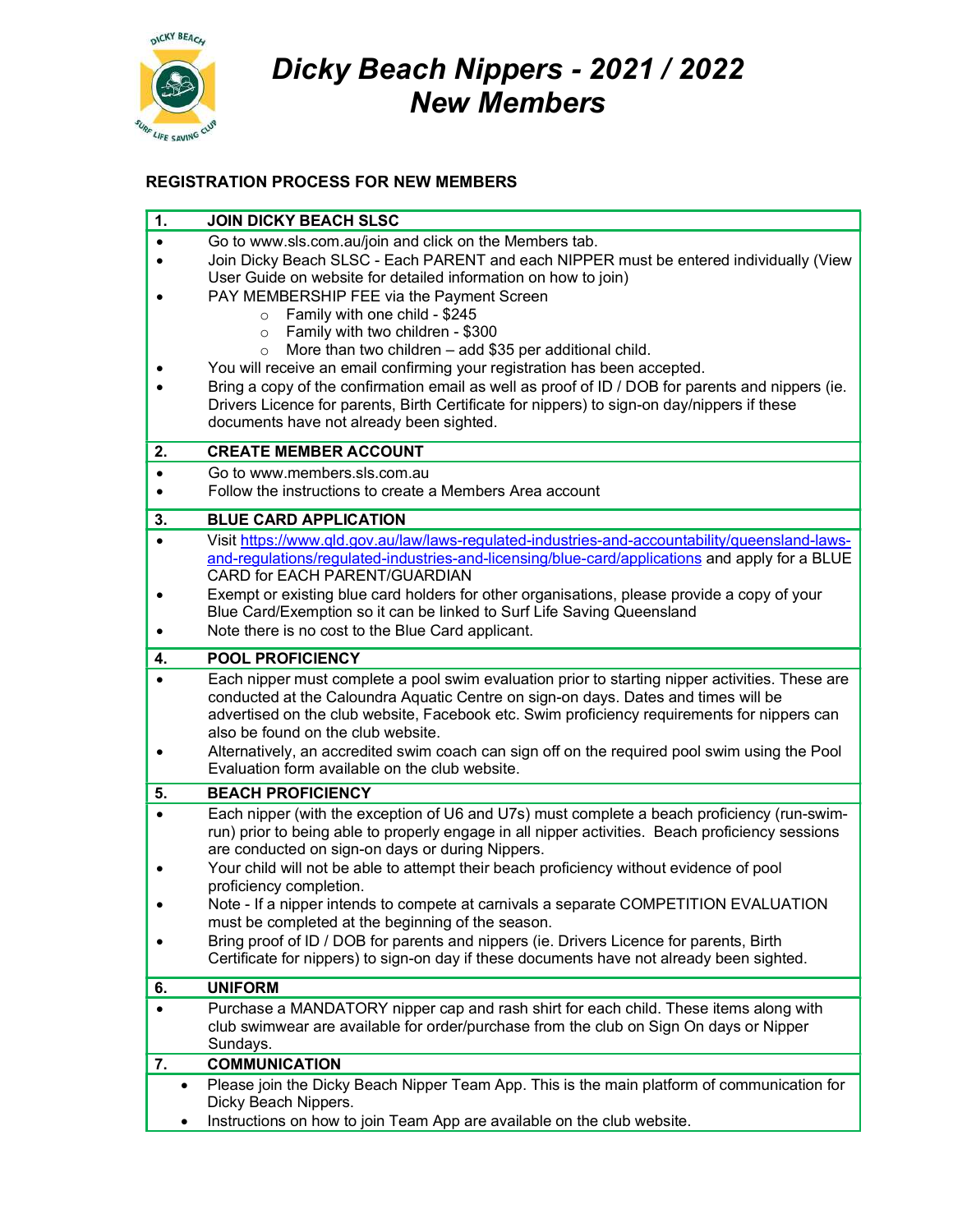# *Dicky Beach Nippers - 2021 / 2022*
# *New Members*

**REGISTRATION PROCESS FOR NEW MEMBERS**

**1. JOIN DICKY BEACH SLSC**

- Go to www.sls.com.au/join and click on the Members tab.
- Join Dicky Beach SLSC - Each PARENT and each NIPPER must be entered individually (View User Guide on website for detailed information on how to join)
- PAY MEMBERSHIP FEE via the Payment Screen
  - Family with one child - $245
  - Family with two children - $300
  - More than two children – add $35 per additional child.
- You will receive an email confirming your registration has been accepted.
- Bring a copy of the confirmation email as well as proof of ID / DOB for parents and nippers (ie. Drivers Licence for parents, Birth Certificate for nippers) to sign-on day/nippers if these documents have not already been sighted.

**2. CREATE MEMBER ACCOUNT**

- Go to www.members.sls.com.au
- Follow the instructions to create a Members Area account

**3. BLUE CARD APPLICATION**

- Visit [https://www.qld.gov.au/law/laws-regulated-industries-and-accountability/queensland-laws-and-regulations/regulated-industries-and-licensing/blue-card/applications](https://www.qld.gov.au/law/laws-regulated-industries-and-accountability/queensland-laws-and-regulations/regulated-industries-and-licensing/blue-card/applications) and apply for a BLUE CARD for EACH PARENT/GUARDIAN
- Exempt or existing blue card holders for other organisations, please provide a copy of your Blue Card/Exemption so it can be linked to Surf Life Saving Queensland
- Note there is no cost to the Blue Card applicant.

**4. POOL PROFICIENCY**

- Each nipper must complete a pool swim evaluation prior to starting nipper activities. These are conducted at the Caloundra Aquatic Centre on sign-on days. Dates and times will be advertised on the club website, Facebook etc. Swim proficiency requirements for nippers can also be found on the club website.
- Alternatively, an accredited swim coach can sign off on the required pool swim using the Pool Evaluation form available on the club website.

**5. BEACH PROFICIENCY**

- Each nipper (with the exception of U6 and U7s) must complete a beach proficiency (run-swim-run) prior to being able to properly engage in all nipper activities. Beach proficiency sessions are conducted on sign-on days or during Nippers.
- Your child will not be able to attempt their beach proficiency without evidence of pool proficiency completion.
- Note - If a nipper intends to compete at carnivals a separate COMPETITION EVALUATION must be completed at the beginning of the season.
- Bring proof of ID / DOB for parents and nippers (ie. Drivers Licence for parents, Birth Certificate for nippers) to sign-on day if these documents have not already been sighted.

**6. UNIFORM**

- Purchase a MANDATORY nipper cap and rash shirt for each child. These items along with club swimwear are available for order/purchase from the club on Sign On days or Nipper Sundays.

**7. COMMUNICATION**

- Please join the Dicky Beach Nipper Team App. This is the main platform of communication for Dicky Beach Nippers.
- Instructions on how to join Team App are available on the club website.